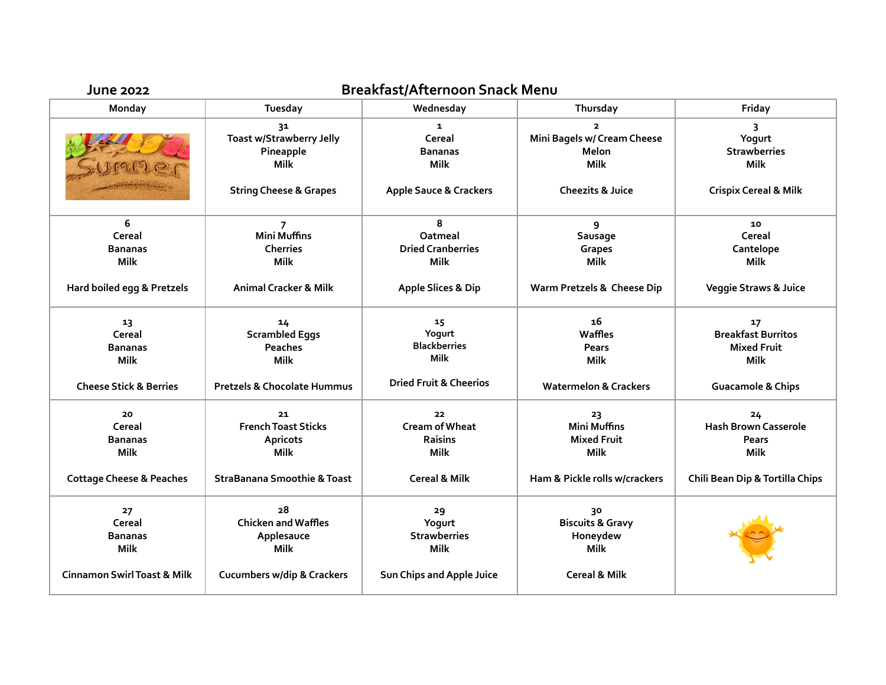**June 2022** **Breakfast/Afternoon Snack Menu**

| Monday | Tuesday | Wednesday | Thursday | Friday |
|---|---|---|---|---|
| | 31<br>Toast w/Strawberry Jelly<br>Pineapple<br>Milk<br><br>String Cheese & Grapes | 1<br>Cereal<br>Bananas<br>Milk<br><br>Apple Sauce & Crackers | 2<br>Mini Bagels w/ Cream Cheese<br>Melon<br>Milk<br><br>Cheezits & Juice | 3<br>Yogurt<br>Strawberries<br>Milk<br><br>Crispix Cereal & Milk |
| 6<br>Cereal<br>Bananas<br>Milk<br><br>Hard boiled egg & Pretzels | 7<br>Mini Muffins<br>Cherries<br>Milk<br><br>Animal Cracker & Milk | 8<br>Oatmeal<br>Dried Cranberries<br>Milk<br><br>Apple Slices & Dip | 9<br>Sausage<br>Grapes<br>Milk<br><br>Warm Pretzels & Cheese Dip | 10<br>Cereal<br>Cantelope<br>Milk<br><br>Veggie Straws & Juice |
| 13<br>Cereal<br>Bananas<br>Milk<br><br>Cheese Stick & Berries | 14<br>Scrambled Eggs<br>Peaches<br>Milk<br><br>Pretzels & Chocolate Hummus | 15<br>Yogurt<br>Blackberries<br>Milk<br><br>Dried Fruit & Cheerios | 16<br>Waffles<br>Pears<br>Milk<br><br>Watermelon & Crackers | 17<br>Breakfast Burritos<br>Mixed Fruit<br>Milk<br><br>Guacamole & Chips |
| 20<br>Cereal<br>Bananas<br>Milk<br><br>Cottage Cheese & Peaches | 21<br>French Toast Sticks<br>Apricots<br>Milk<br><br>StraBanana Smoothie & Toast | 22<br>Cream of Wheat<br>Raisins<br>Milk<br><br>Cereal & Milk | 23<br>Mini Muffins<br>Mixed Fruit<br>Milk<br><br>Ham & Pickle rolls w/crackers | 24<br>Hash Brown Casserole<br>Pears<br>Milk<br><br>Chili Bean Dip & Tortilla Chips |
| 27<br>Cereal<br>Bananas<br>Milk<br><br>Cinnamon Swirl Toast & Milk | 28<br>Chicken and Waffles<br>Applesauce<br>Milk<br><br>Cucumbers w/dip & Crackers | 29<br>Yogurt<br>Strawberries<br>Milk<br><br>Sun Chips and Apple Juice | 30<br>Biscuits & Gravy<br>Honeydew<br>Milk<br><br>Cereal & Milk | |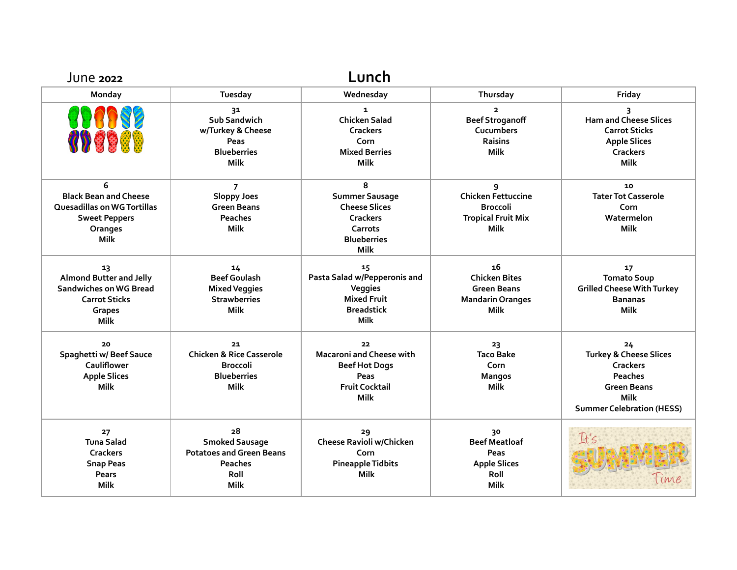June 2022

# Lunch

| Monday | Tuesday | Wednesday | Thursday | Friday |
|---|---|---|---|---|
| | 31<br>Sub Sandwich<br>w/Turkey & Cheese<br>Peas<br>Blueberries<br>Milk | 1<br>Chicken Salad<br>Crackers<br>Corn<br>Mixed Berries<br>Milk | 2<br>Beef Stroganoff<br>Cucumbers<br>Raisins<br>Milk | 3<br>Ham and Cheese Slices<br>Carrot Sticks<br>Apple Slices<br>Crackers<br>Milk |
| 6<br>Black Bean and Cheese<br>Quesadillas on WG Tortillas<br>Sweet Peppers<br>Oranges<br>Milk | 7<br>Sloppy Joes<br>Green Beans<br>Peaches<br>Milk | 8<br>Summer Sausage<br>Cheese Slices<br>Crackers<br>Carrots<br>Blueberries<br>Milk | 9<br>Chicken Fettuccine<br>Broccoli<br>Tropical Fruit Mix<br>Milk | 10<br>Tater Tot Casserole<br>Corn<br>Watermelon<br>Milk |
| 13<br>Almond Butter and Jelly<br>Sandwiches on WG Bread<br>Carrot Sticks<br>Grapes<br>Milk | 14<br>Beef Goulash<br>Mixed Veggies<br>Strawberries<br>Milk | 15<br>Pasta Salad w/Pepperonis and<br>Veggies<br>Mixed Fruit<br>Breadstick<br>Milk | 16<br>Chicken Bites<br>Green Beans<br>Mandarin Oranges<br>Milk | 17<br>Tomato Soup<br>Grilled Cheese With Turkey<br>Bananas<br>Milk |
| 20<br>Spaghetti w/ Beef Sauce<br>Cauliflower<br>Apple Slices<br>Milk | 21<br>Chicken & Rice Casserole<br>Broccoli<br>Blueberries<br>Milk | 22<br>Macaroni and Cheese with<br>Beef Hot Dogs<br>Peas<br>Fruit Cocktail<br>Milk | 23<br>Taco Bake<br>Corn<br>Mangos<br>Milk | 24<br>Turkey & Cheese Slices<br>Crackers<br>Peaches<br>Green Beans<br>Milk<br>Summer Celebration (HESS) |
| 27<br>Tuna Salad<br>Crackers<br>Snap Peas<br>Pears<br>Milk | 28<br>Smoked Sausage<br>Potatoes and Green Beans<br>Peaches<br>Roll<br>Milk | 29<br>Cheese Ravioli w/Chicken<br>Corn<br>Pineapple Tidbits<br>Milk | 30<br>Beef Meatloaf<br>Peas<br>Apple Slices<br>Roll<br>Milk | It's SUMMER Time |